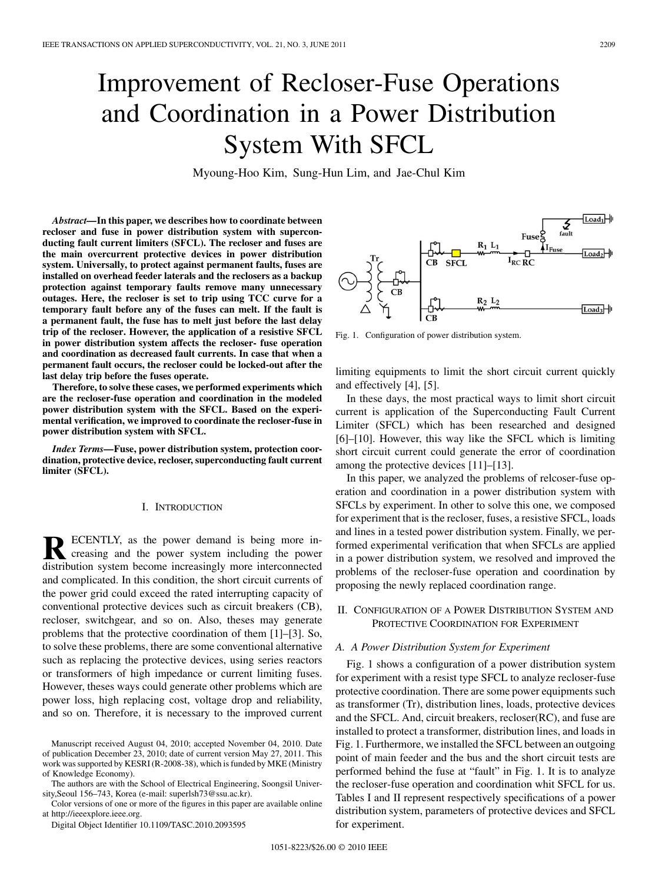# Improvement of Recloser-Fuse Operations and Coordination in a Power Distribution System With SFCL

Myoung-Hoo Kim, Sung-Hun Lim, and Jae-Chul Kim

***Abstract*—In this paper, we describes how to coordinate between recloser and fuse in power distribution system with superconducting fault current limiters (SFCL). The recloser and fuses are the main overcurrent protective devices in power distribution system. Universally, to protect against permanent faults, fuses are installed on overhead feeder laterals and the reclosers as a backup protection against temporary faults remove many unnecessary outages. Here, the recloser is set to trip using TCC curve for a temporary fault before any of the fuses can melt. If the fault is a permanent fault, the fuse has to melt just before the last delay trip of the recloser. However, the application of a resistive SFCL in power distribution system affects the recloser- fuse operation and coordination as decreased fault currents. In case that when a permanent fault occurs, the recloser could be locked-out after the last delay trip before the fuses operate.**

**Therefore, to solve these cases, we performed experiments which are the recloser-fuse operation and coordination in the modeled power distribution system with the SFCL. Based on the experimental verification, we improved to coordinate the recloser-fuse in power distribution system with SFCL.**

***Index Terms*—Fuse, power distribution system, protection coordination, protective device, recloser, superconducting fault current limiter (SFCL).**

## I. Introduction

Recently, as the power demand is being more increasing and the power system including the power distribution system become increasingly more interconnected and complicated. In this condition, the short circuit currents of the power grid could exceed the rated interrupting capacity of conventional protective devices such as circuit breakers (CB), recloser, switchgear, and so on. Also, theses may generate problems that the protective coordination of them [1]–[3]. So, to solve these problems, there are some conventional alternative such as replacing the protective devices, using series reactors or transformers of high impedance or current limiting fuses. However, theses ways could generate other problems which are power loss, high replacing cost, voltage drop and reliability, and so on. Therefore, it is necessary to the improved current limiting equipments to limit the short circuit current quickly and effectively [4], [5].

In these days, the most practical ways to limit short circuit current is application of the Superconducting Fault Current Limiter (SFCL) which has been researched and designed [6]–[10]. However, this way like the SFCL which is limiting short circuit current could generate the error of coordination among the protective devices [11]–[13].

In this paper, we analyzed the problems of relcoser-fuse operation and coordination in a power distribution system with SFCLs by experiment. In other to solve this one, we composed for experiment that is the recloser, fuses, a resistive SFCL, loads and lines in a tested power distribution system. Finally, we performed experimental verification that when SFCLs are applied in a power distribution system, we resolved and improved the problems of the recloser-fuse operation and coordination by proposing the newly replaced coordination range.

Fig. 1. Configuration of power distribution system.

## II. Configuration of a Power Distribution System and Protective Coordination for Experiment

### A. A Power Distribution System for Experiment

Fig. 1 shows a configuration of a power distribution system for experiment with a resist type SFCL to analyze recloser-fuse protective coordination. There are some power equipments such as transformer (Tr), distribution lines, loads, protective devices and the SFCL. And, circuit breakers, recloser(RC), and fuse are installed to protect a transformer, distribution lines, and loads in Fig. 1. Furthermore, we installed the SFCL between an outgoing point of main feeder and the bus and the short circuit tests are performed behind the fuse at "fault" in Fig. 1. It is to analyze the recloser-fuse operation and coordination whit SFCL for us. Tables I and II represent respectively specifications of a power distribution system, parameters of protective devices and SFCL for experiment.

Manuscript received August 04, 2010; accepted November 04, 2010. Date of publication December 23, 2010; date of current version May 27, 2011. This work was supported by KESRI (R-2008-38), which is funded by MKE (Ministry of Knowledge Economy).

The authors are with the School of Electrical Engineering, Soongsil University,Seoul 156–743, Korea (e-mail: superlsh73@ssu.ac.kr).

Color versions of one or more of the figures in this paper are available online at http://ieeexplore.ieee.org.

Digital Object Identifier 10.1109/TASC.2010.2093595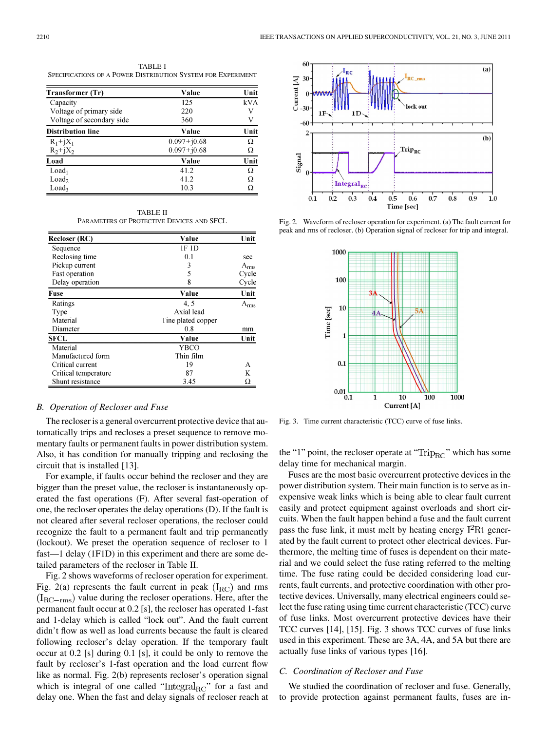TABLE I

SPECIFICATIONS OF A POWER DISTRIBUTION SYSTEM FOR EXPERIMENT

| Transformer (Tr) | Value | Unit |
|---|---|---|
| Capacity | 125 | kVA |
| Voltage of primary side | 220 | V |
| Voltage of secondary side | 360 | V |
| **Distribution line** | **Value** | **Unit** |
| $R_1+jX_1$ | 0.097+j0.68 | Ω |
| $R_2+jX_2$ | 0.097+j0.68 | Ω |
| **Load** | **Value** | **Unit** |
| $Load_1$ | 41.2 | Ω |
| $Load_2$ | 41.2 | Ω |
| $Load_3$ | 10.3 | Ω |

TABLE II

PARAMETERS OF PROTECTIVE DEVICES AND SFCL

| Recloser (RC) | Value | Unit |
|---|---|---|
| Sequence | 1F 1D | |
| Reclosing time | 0.1 | sec |
| Pickup current | 3 | $A_{rms}$ |
| Fast operation | 5 | Cycle |
| Delay operation | 8 | Cycle |
| **Fuse** | **Value** | **Unit** |
| Ratings | 4, 5 | $A_{rms}$ |
| Type | Axial lead | |
| Material | Tine plated copper | |
| Diameter | 0.8 | mm |
| **SFCL** | **Value** | **Unit** |
| Material | YBCO | |
| Manufactured form | Thin film | |
| Critical current | 19 | A |
| Critical temperature | 87 | K |
| Shunt resistance | 3.45 | Ω |

### *B. Operation of Recloser and Fuse*

The recloser is a general overcurrent protective device that automatically trips and recloses a preset sequence to remove momentary faults or permanent faults in power distribution system. Also, it has condition for manually tripping and reclosing the circuit that is installed [13].

For example, if faults occur behind the recloser and they are bigger than the preset value, the recloser is instantaneously operated the fast operations (F). After several fast-operation of one, the recloser operates the delay operations (D). If the fault is not cleared after several recloser operations, the recloser could recognize the fault to a permanent fault and trip permanently (lockout). We preset the operation sequence of recloser to 1 fast—1 delay (1F1D) in this experiment and there are some detailed parameters of the recloser in Table II.

Fig. 2 shows waveforms of recloser operation for experiment. Fig. 2(a) represents the fault current in peak ($I_{RC}$) and rms ($I_{RC-rms}$) value during the recloser operations. Here, after the permanent fault occur at 0.2 [s], the recloser has operated 1-fast and 1-delay which is called "lock out". And the fault current didn't flow as well as load currents because the fault is cleared following recloser's delay operation. If the temporary fault occur at 0.2 [s] during 0.1 [s], it could be only to remove the fault by recloser's 1-fast operation and the load current flow like as normal. Fig. 2(b) represents recloser's operation signal which is integral of one called "$Integral_{RC}$" for a fast and delay one. When the fast and delay signals of recloser reach at the "1" point, the recloser operate at "$Trip_{RC}$" which has some delay time for mechanical margin.

Fig. 2. Waveform of recloser operation for experiment. (a) The fault current for peak and rms of recloser. (b) Operation signal of recloser for trip and integral.

Fig. 3. Time current characteristic (TCC) curve of fuse links.

Fuses are the most basic overcurrent protective devices in the power distribution system. Their main function is to serve as inexpensive weak links which is being able to clear fault current easily and protect equipment against overloads and short circuits. When the fault happen behind a fuse and the fault current pass the fuse link, it must melt by heating energy $I^2Rt$ generated by the fault current to protect other electrical devices. Furthermore, the melting time of fuses is dependent on their material and we could select the fuse rating referred to the melting time. The fuse rating could be decided considering load currents, fault currents, and protective coordination with other protective devices. Universally, many electrical engineers could select the fuse rating using time current characteristic (TCC) curve of fuse links. Most overcurrent protective devices have their TCC curves [14], [15]. Fig. 3 shows TCC curves of fuse links used in this experiment. These are 3A, 4A, and 5A but there are actually fuse links of various types [16].

### *C. Coordination of Recloser and Fuse*

We studied the coordination of recloser and fuse. Generally, to provide protection against permanent faults, fuses are in-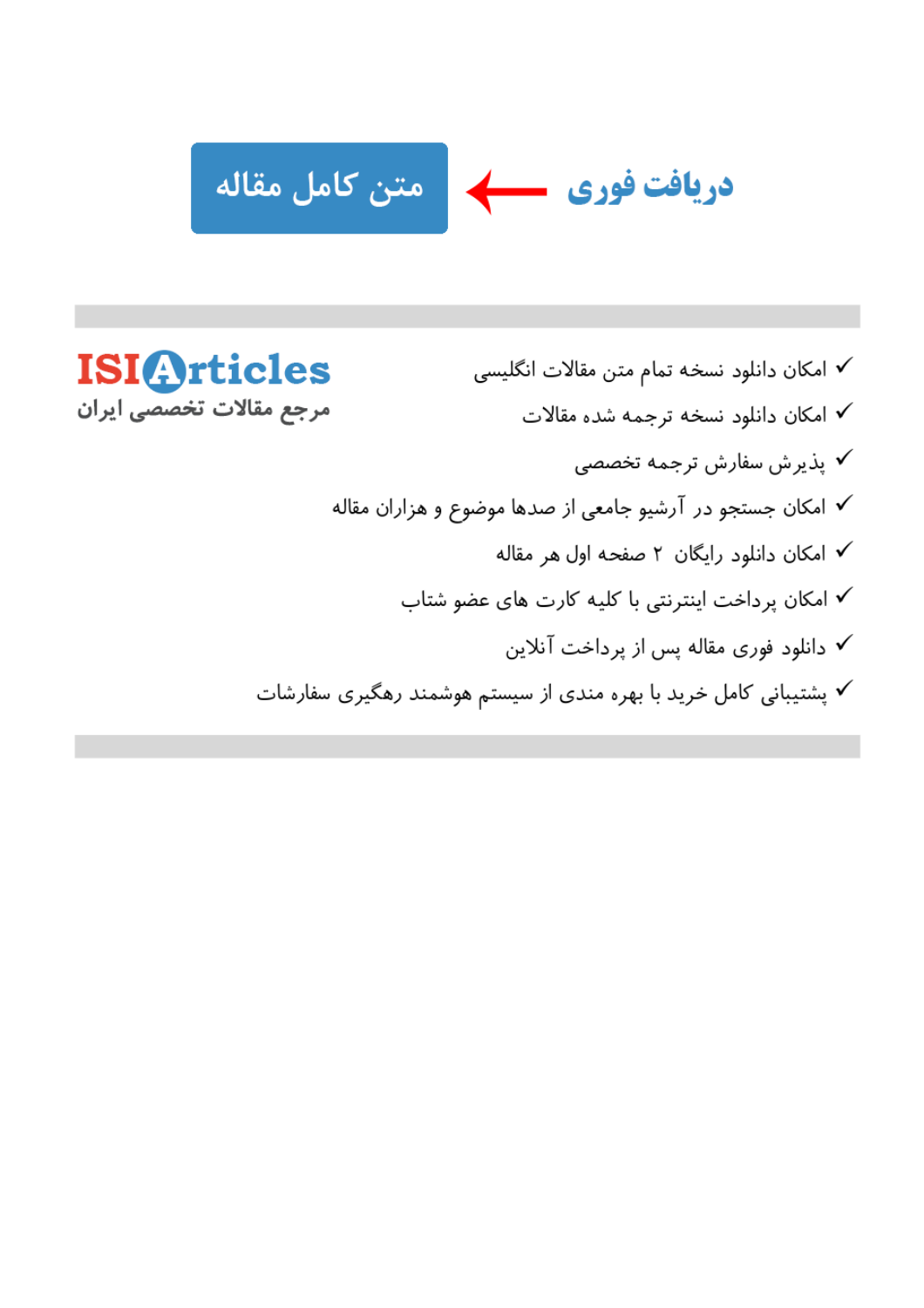دریافت فوری ← **متن کامل مقاله**

**ISIArticles**
مرجع مقالات تخصصی ایران

- ✓ امکان دانلود نسخه تمام متن مقالات انگلیسی
- ✓ امکان دانلود نسخه ترجمه شده مقالات
- ✓ پذیرش سفارش ترجمه تخصصی
- ✓ امکان جستجو در آرشیو جامعی از صدها موضوع و هزاران مقاله
- ✓ امکان دانلود رایگان ۲ صفحه اول هر مقاله
- ✓ امکان پرداخت اینترنتی با کلیه کارت های عضو شتاب
- ✓ دانلود فوری مقاله پس از پرداخت آنلاین
- ✓ پشتیبانی کامل خرید با بهره مندی از سیستم هوشمند رهگیری سفارشات